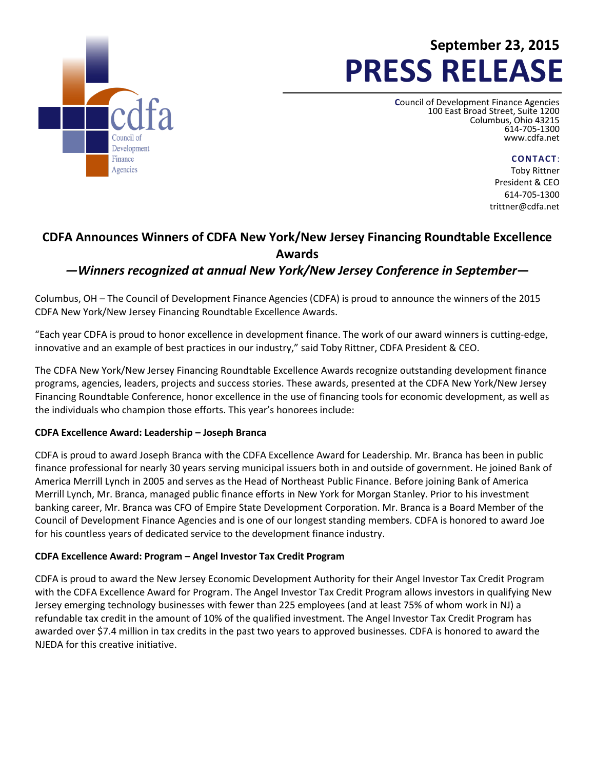cdfa
Council of Development Finance Agencies

September 23, 2015

# PRESS RELEASE

Council of Development Finance Agencies
100 East Broad Street, Suite 1200
Columbus, Ohio 43215
614-705-1300
www.cdfa.net

**CONTACT**:
Toby Rittner
President & CEO
614-705-1300
trittner@cdfa.net

## CDFA Announces Winners of CDFA New York/New Jersey Financing Roundtable Excellence Awards

### *—Winners recognized at annual New York/New Jersey Conference in September—*

Columbus, OH – The Council of Development Finance Agencies (CDFA) is proud to announce the winners of the 2015 CDFA New York/New Jersey Financing Roundtable Excellence Awards.

"Each year CDFA is proud to honor excellence in development finance. The work of our award winners is cutting-edge, innovative and an example of best practices in our industry," said Toby Rittner, CDFA President & CEO.

The CDFA New York/New Jersey Financing Roundtable Excellence Awards recognize outstanding development finance programs, agencies, leaders, projects and success stories. These awards, presented at the CDFA New York/New Jersey Financing Roundtable Conference, honor excellence in the use of financing tools for economic development, as well as the individuals who champion those efforts. This year's honorees include:

**CDFA Excellence Award: Leadership – Joseph Branca**

CDFA is proud to award Joseph Branca with the CDFA Excellence Award for Leadership. Mr. Branca has been in public finance professional for nearly 30 years serving municipal issuers both in and outside of government. He joined Bank of America Merrill Lynch in 2005 and serves as the Head of Northeast Public Finance. Before joining Bank of America Merrill Lynch, Mr. Branca, managed public finance efforts in New York for Morgan Stanley. Prior to his investment banking career, Mr. Branca was CFO of Empire State Development Corporation. Mr. Branca is a Board Member of the Council of Development Finance Agencies and is one of our longest standing members. CDFA is honored to award Joe for his countless years of dedicated service to the development finance industry.

**CDFA Excellence Award: Program – Angel Investor Tax Credit Program**

CDFA is proud to award the New Jersey Economic Development Authority for their Angel Investor Tax Credit Program with the CDFA Excellence Award for Program. The Angel Investor Tax Credit Program allows investors in qualifying New Jersey emerging technology businesses with fewer than 225 employees (and at least 75% of whom work in NJ) a refundable tax credit in the amount of 10% of the qualified investment. The Angel Investor Tax Credit Program has awarded over $7.4 million in tax credits in the past two years to approved businesses. CDFA is honored to award the NJEDA for this creative initiative.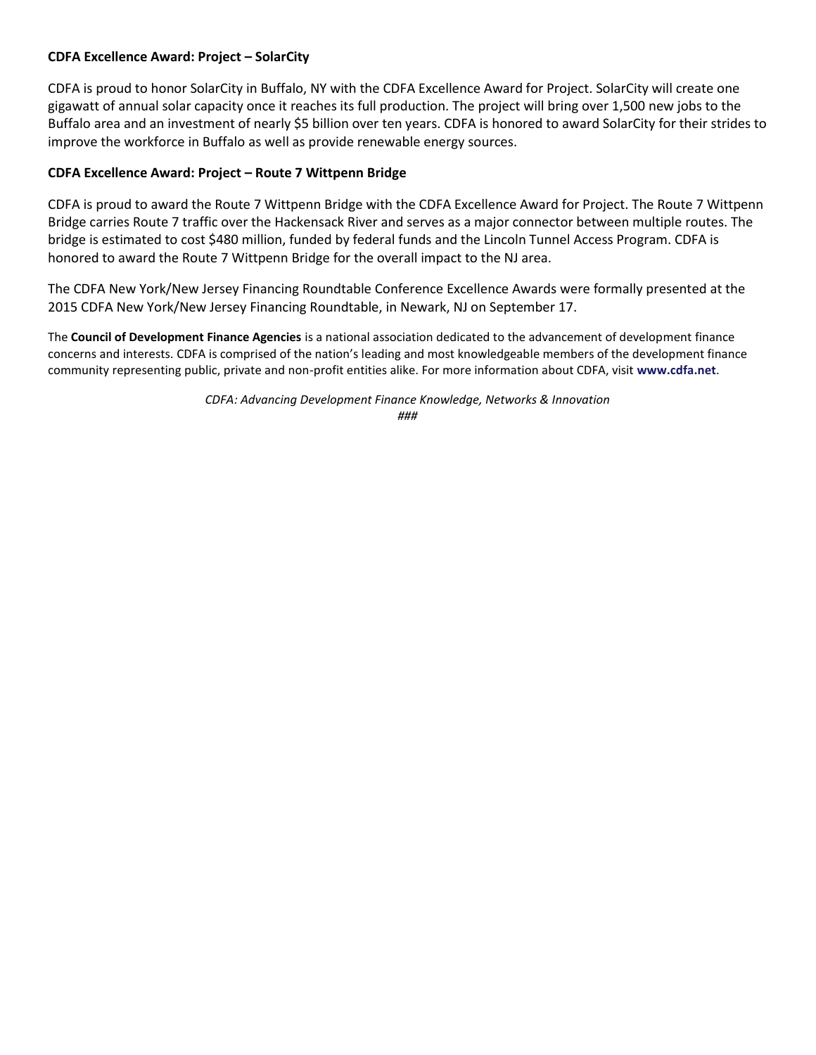**CDFA Excellence Award: Project – SolarCity**

CDFA is proud to honor SolarCity in Buffalo, NY with the CDFA Excellence Award for Project. SolarCity will create one gigawatt of annual solar capacity once it reaches its full production. The project will bring over 1,500 new jobs to the Buffalo area and an investment of nearly $5 billion over ten years. CDFA is honored to award SolarCity for their strides to improve the workforce in Buffalo as well as provide renewable energy sources.

**CDFA Excellence Award: Project – Route 7 Wittpenn Bridge**

CDFA is proud to award the Route 7 Wittpenn Bridge with the CDFA Excellence Award for Project. The Route 7 Wittpenn Bridge carries Route 7 traffic over the Hackensack River and serves as a major connector between multiple routes. The bridge is estimated to cost $480 million, funded by federal funds and the Lincoln Tunnel Access Program. CDFA is honored to award the Route 7 Wittpenn Bridge for the overall impact to the NJ area.

The CDFA New York/New Jersey Financing Roundtable Conference Excellence Awards were formally presented at the 2015 CDFA New York/New Jersey Financing Roundtable, in Newark, NJ on September 17.

The **Council of Development Finance Agencies** is a national association dedicated to the advancement of development finance concerns and interests. CDFA is comprised of the nation's leading and most knowledgeable members of the development finance community representing public, private and non-profit entities alike. For more information about CDFA, visit **www.cdfa.net**.

*CDFA: Advancing Development Finance Knowledge, Networks & Innovation*

*###*